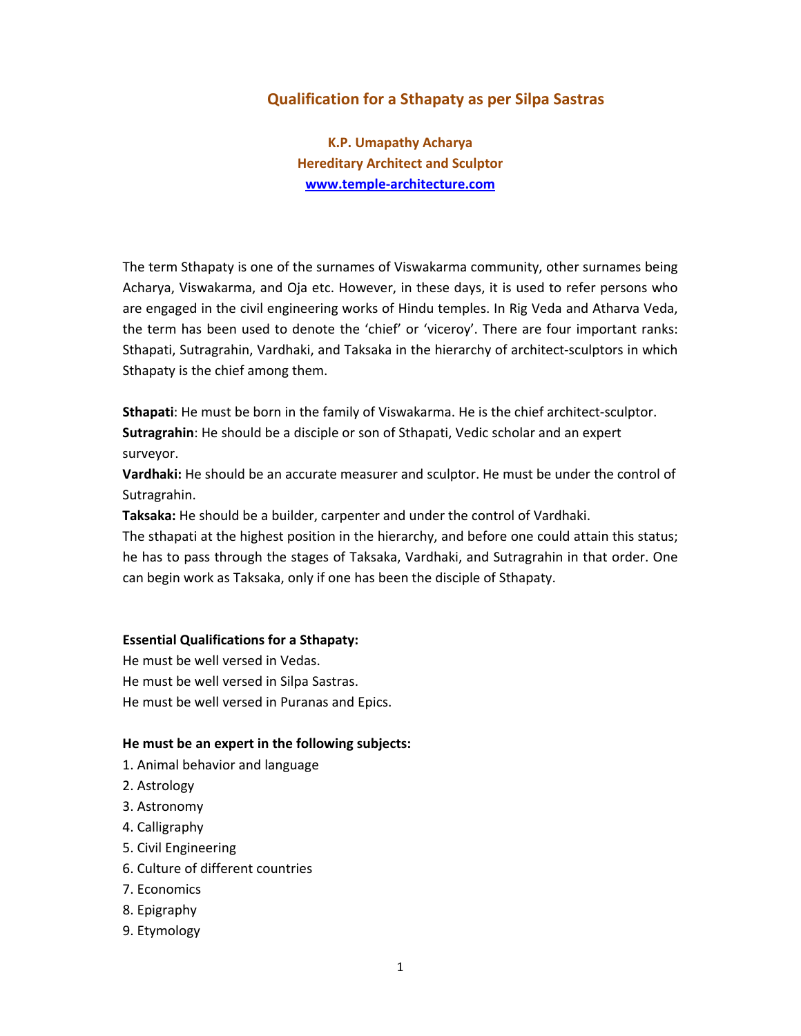# Qualification for a Sthapaty as per Silpa Sastras

**K.P. Umapathy Acharya**
**Hereditary Architect and Sculptor**
**[www.temple-architecture.com](http://www.temple-architecture.com)**

The term Sthapaty is one of the surnames of Viswakarma community, other surnames being Acharya, Viswakarma, and Oja etc. However, in these days, it is used to refer persons who are engaged in the civil engineering works of Hindu temples. In Rig Veda and Atharva Veda, the term has been used to denote the 'chief' or 'viceroy'. There are four important ranks: Sthapati, Sutragrahin, Vardhaki, and Taksaka in the hierarchy of architect-sculptors in which Sthapaty is the chief among them.

**Sthapati**: He must be born in the family of Viswakarma. He is the chief architect-sculptor.
**Sutragrahin**: He should be a disciple or son of Sthapati, Vedic scholar and an expert surveyor.
**Vardhaki:** He should be an accurate measurer and sculptor. He must be under the control of Sutragrahin.
**Taksaka:** He should be a builder, carpenter and under the control of Vardhaki.
The sthapati at the highest position in the hierarchy, and before one could attain this status; he has to pass through the stages of Taksaka, Vardhaki, and Sutragrahin in that order. One can begin work as Taksaka, only if one has been the disciple of Sthapaty.

**Essential Qualifications for a Sthapaty:**
He must be well versed in Vedas.
He must be well versed in Silpa Sastras.
He must be well versed in Puranas and Epics.

**He must be an expert in the following subjects:**

1. Animal behavior and language
2. Astrology
3. Astronomy
4. Calligraphy
5. Civil Engineering
6. Culture of different countries
7. Economics
8. Epigraphy
9. Etymology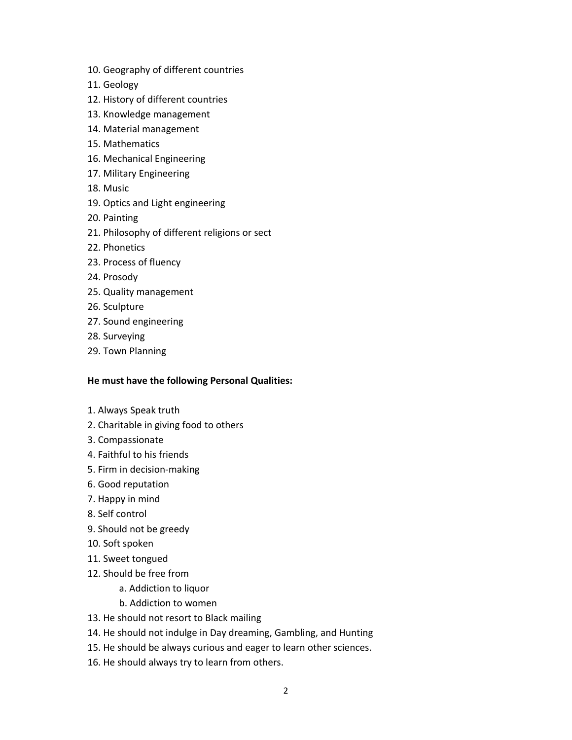10. Geography of different countries
11. Geology
12. History of different countries
13. Knowledge management
14. Material management
15. Mathematics
16. Mechanical Engineering
17. Military Engineering
18. Music
19. Optics and Light engineering
20. Painting
21. Philosophy of different religions or sect
22. Phonetics
23. Process of fluency
24. Prosody
25. Quality management
26. Sculpture
27. Sound engineering
28. Surveying
29. Town Planning

**He must have the following Personal Qualities:**

1. Always Speak truth
2. Charitable in giving food to others
3. Compassionate
4. Faithful to his friends
5. Firm in decision-making
6. Good reputation
7. Happy in mind
8. Self control
9. Should not be greedy
10. Soft spoken
11. Sweet tongued
12. Should be free from
    a. Addiction to liquor
    b. Addiction to women
13. He should not resort to Black mailing
14. He should not indulge in Day dreaming, Gambling, and Hunting
15. He should be always curious and eager to learn other sciences.
16. He should always try to learn from others.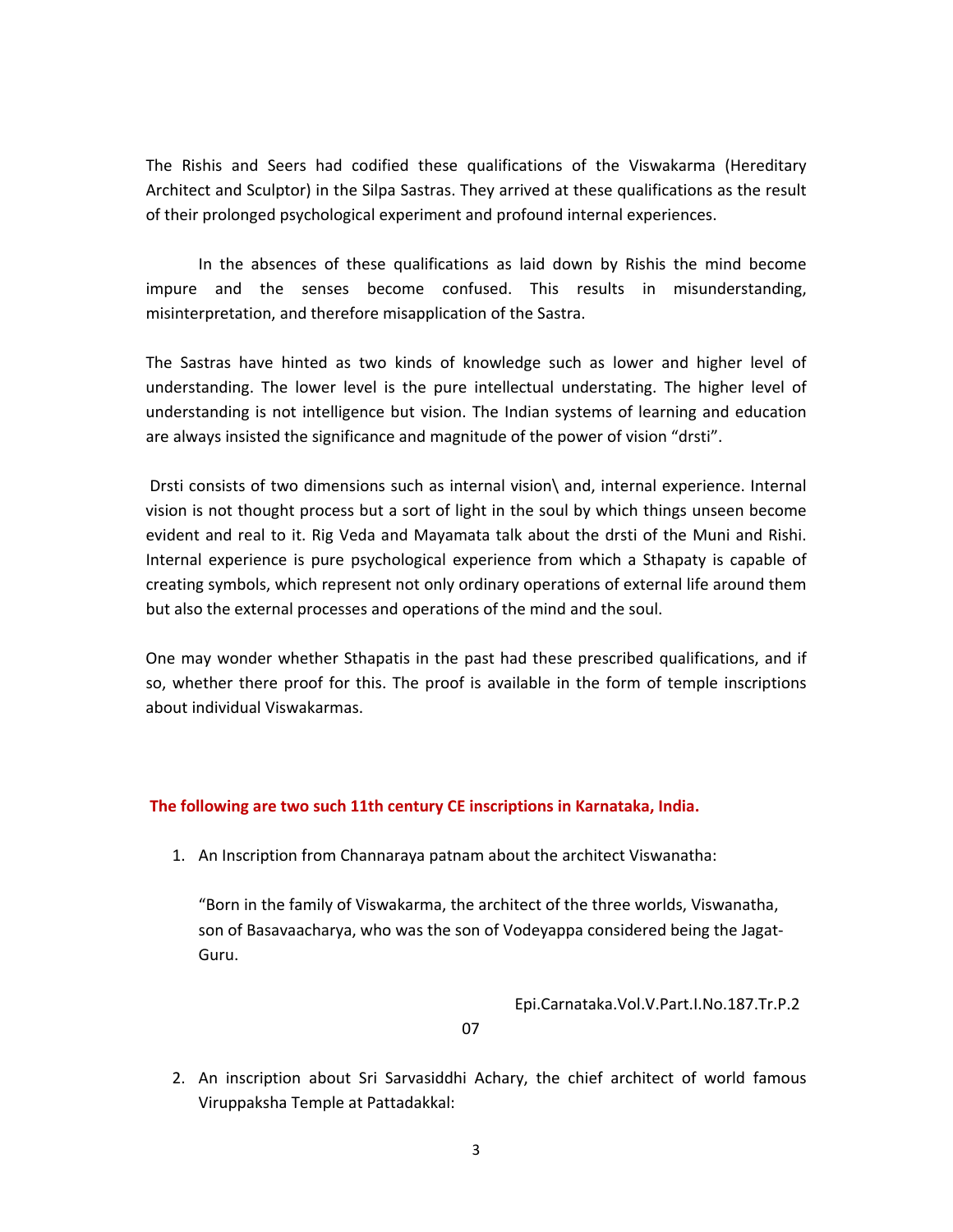The Rishis and Seers had codified these qualifications of the Viswakarma (Hereditary Architect and Sculptor) in the Silpa Sastras. They arrived at these qualifications as the result of their prolonged psychological experiment and profound internal experiences.

In the absences of these qualifications as laid down by Rishis the mind become impure and the senses become confused. This results in misunderstanding, misinterpretation, and therefore misapplication of the Sastra.

The Sastras have hinted as two kinds of knowledge such as lower and higher level of understanding. The lower level is the pure intellectual understating. The higher level of understanding is not intelligence but vision. The Indian systems of learning and education are always insisted the significance and magnitude of the power of vision "drsti".

Drsti consists of two dimensions such as internal vision\ and, internal experience. Internal vision is not thought process but a sort of light in the soul by which things unseen become evident and real to it. Rig Veda and Mayamata talk about the drsti of the Muni and Rishi. Internal experience is pure psychological experience from which a Sthapaty is capable of creating symbols, which represent not only ordinary operations of external life around them but also the external processes and operations of the mind and the soul.

One may wonder whether Sthapatis in the past had these prescribed qualifications, and if so, whether there proof for this. The proof is available in the form of temple inscriptions about individual Viswakarmas.

**The following are two such 11th century CE inscriptions in Karnataka, India.**

1. An Inscription from Channaraya patnam about the architect Viswanatha:

   "Born in the family of Viswakarma, the architect of the three worlds, Viswanatha, son of Basavaacharya, who was the son of Vodeyappa considered being the Jagat-Guru.

   Epi.Carnataka.Vol.V.Part.I.No.187.Tr.P.207

2. An inscription about Sri Sarvasiddhi Achary, the chief architect of world famous Viruppaksha Temple at Pattadakkal: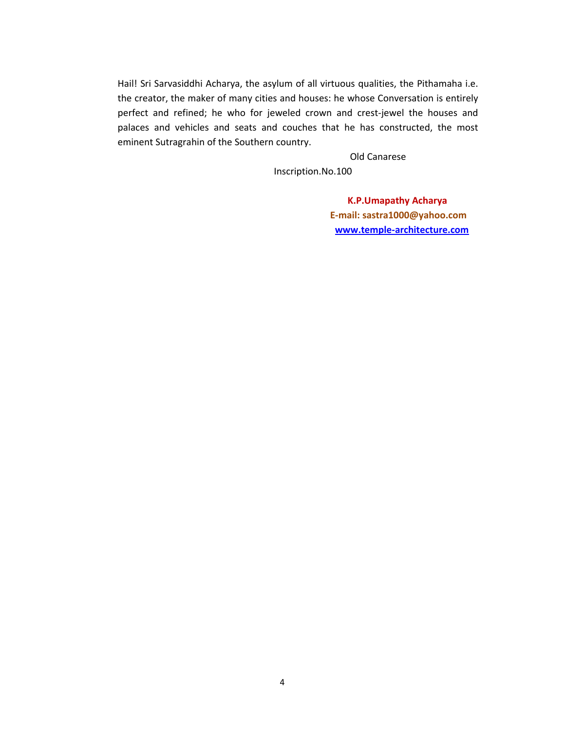Hail! Sri Sarvasiddhi Acharya, the asylum of all virtuous qualities, the Pithamaha i.e. the creator, the maker of many cities and houses: he whose Conversation is entirely perfect and refined; he who for jeweled crown and crest-jewel the houses and palaces and vehicles and seats and couches that he has constructed, the most eminent Sutragrahin of the Southern country.

Old Canarese

Inscription.No.100

**K.P.Umapathy Acharya**

**E-mail: sastra1000@yahoo.com**

**www.temple-architecture.com**